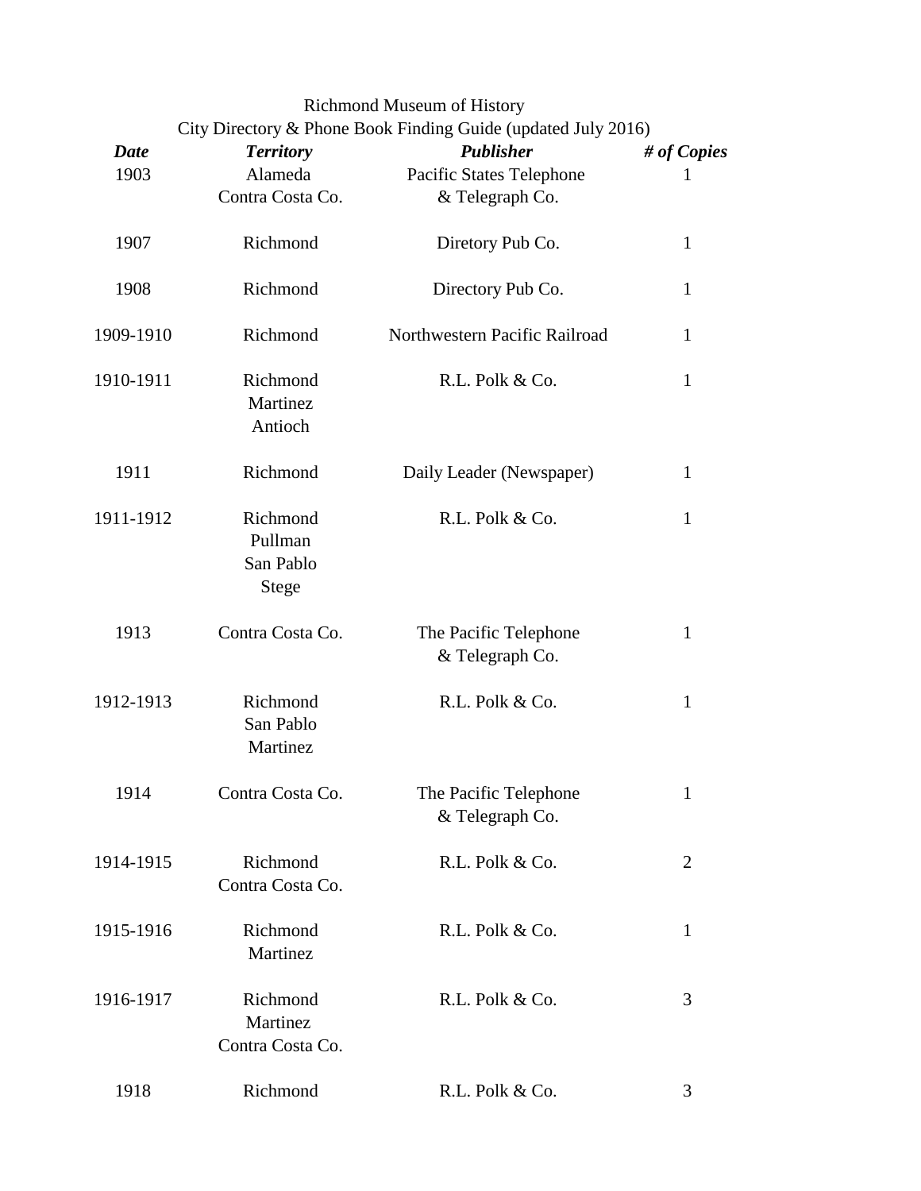Richmond Museum of History

City Directory & Phone Book Finding Guide (updated July 2016)

| ***Date*** | ***Territory*** | ***Publisher*** | ***# of Copies*** |
|---|---|---|---|
| 1903 | Alameda<br>Contra Costa Co. | Pacific States Telephone<br>& Telegraph Co. | 1 |
| 1907 | Richmond | Diretory Pub Co. | 1 |
| 1908 | Richmond | Directory Pub Co. | 1 |
| 1909-1910 | Richmond | Northwestern Pacific Railroad | 1 |
| 1910-1911 | Richmond<br>Martinez<br>Antioch | R.L. Polk & Co. | 1 |
| 1911 | Richmond | Daily Leader (Newspaper) | 1 |
| 1911-1912 | Richmond<br>Pullman<br>San Pablo<br>Stege | R.L. Polk & Co. | 1 |
| 1913 | Contra Costa Co. | The Pacific Telephone<br>& Telegraph Co. | 1 |
| 1912-1913 | Richmond<br>San Pablo<br>Martinez | R.L. Polk & Co. | 1 |
| 1914 | Contra Costa Co. | The Pacific Telephone<br>& Telegraph Co. | 1 |
| 1914-1915 | Richmond<br>Contra Costa Co. | R.L. Polk & Co. | 2 |
| 1915-1916 | Richmond<br>Martinez | R.L. Polk & Co. | 1 |
| 1916-1917 | Richmond<br>Martinez<br>Contra Costa Co. | R.L. Polk & Co. | 3 |
| 1918 | Richmond | R.L. Polk & Co. | 3 |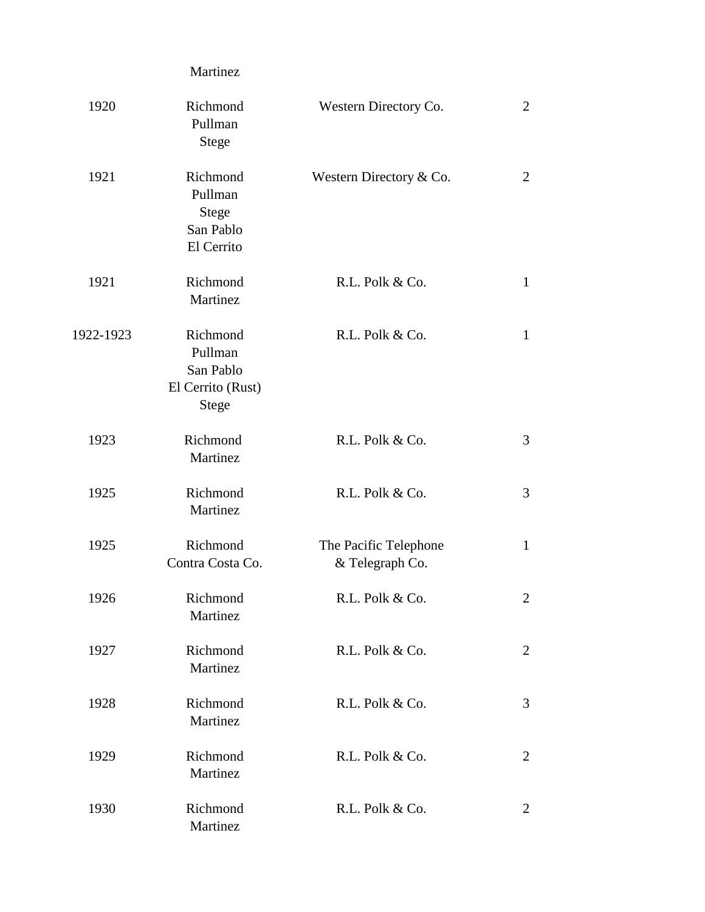| | | | |
|---|---|---|---|
| | Martinez | | |
| 1920 | Richmond<br>Pullman<br>Stege | Western Directory Co. | 2 |
| 1921 | Richmond<br>Pullman<br>Stege<br>San Pablo<br>El Cerrito | Western Directory & Co. | 2 |
| 1921 | Richmond<br>Martinez | R.L. Polk & Co. | 1 |
| 1922-1923 | Richmond<br>Pullman<br>San Pablo<br>El Cerrito (Rust)<br>Stege | R.L. Polk & Co. | 1 |
| 1923 | Richmond<br>Martinez | R.L. Polk & Co. | 3 |
| 1925 | Richmond<br>Martinez | R.L. Polk & Co. | 3 |
| 1925 | Richmond<br>Contra Costa Co. | The Pacific Telephone & Telegraph Co. | 1 |
| 1926 | Richmond<br>Martinez | R.L. Polk & Co. | 2 |
| 1927 | Richmond<br>Martinez | R.L. Polk & Co. | 2 |
| 1928 | Richmond<br>Martinez | R.L. Polk & Co. | 3 |
| 1929 | Richmond<br>Martinez | R.L. Polk & Co. | 2 |
| 1930 | Richmond<br>Martinez | R.L. Polk & Co. | 2 |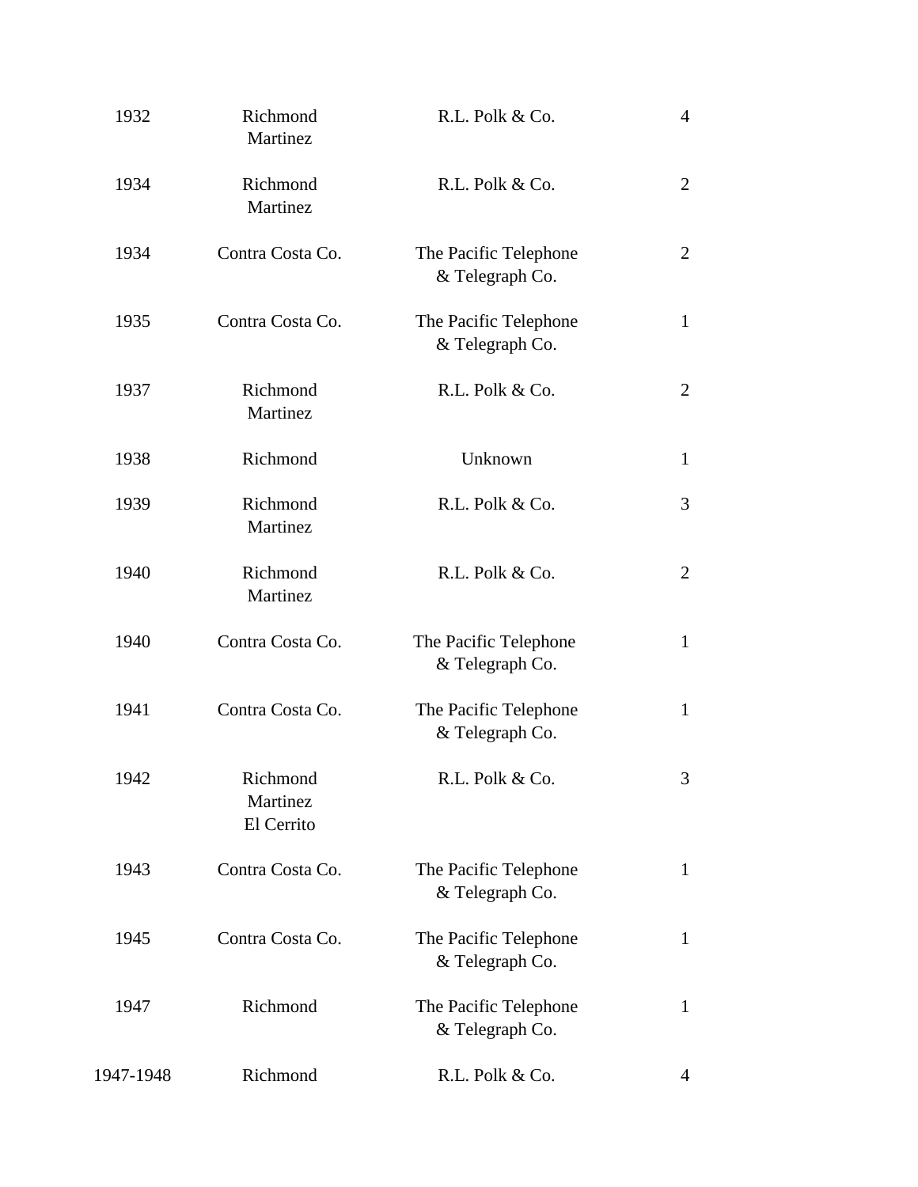| | | | |
|---|---|---|---|
| 1932 | Richmond<br>Martinez | R.L. Polk & Co. | 4 |
| 1934 | Richmond<br>Martinez | R.L. Polk & Co. | 2 |
| 1934 | Contra Costa Co. | The Pacific Telephone & Telegraph Co. | 2 |
| 1935 | Contra Costa Co. | The Pacific Telephone & Telegraph Co. | 1 |
| 1937 | Richmond<br>Martinez | R.L. Polk & Co. | 2 |
| 1938 | Richmond | Unknown | 1 |
| 1939 | Richmond<br>Martinez | R.L. Polk & Co. | 3 |
| 1940 | Richmond<br>Martinez | R.L. Polk & Co. | 2 |
| 1940 | Contra Costa Co. | The Pacific Telephone & Telegraph Co. | 1 |
| 1941 | Contra Costa Co. | The Pacific Telephone & Telegraph Co. | 1 |
| 1942 | Richmond<br>Martinez<br>El Cerrito | R.L. Polk & Co. | 3 |
| 1943 | Contra Costa Co. | The Pacific Telephone & Telegraph Co. | 1 |
| 1945 | Contra Costa Co. | The Pacific Telephone & Telegraph Co. | 1 |
| 1947 | Richmond | The Pacific Telephone & Telegraph Co. | 1 |
| 1947-1948 | Richmond | R.L. Polk & Co. | 4 |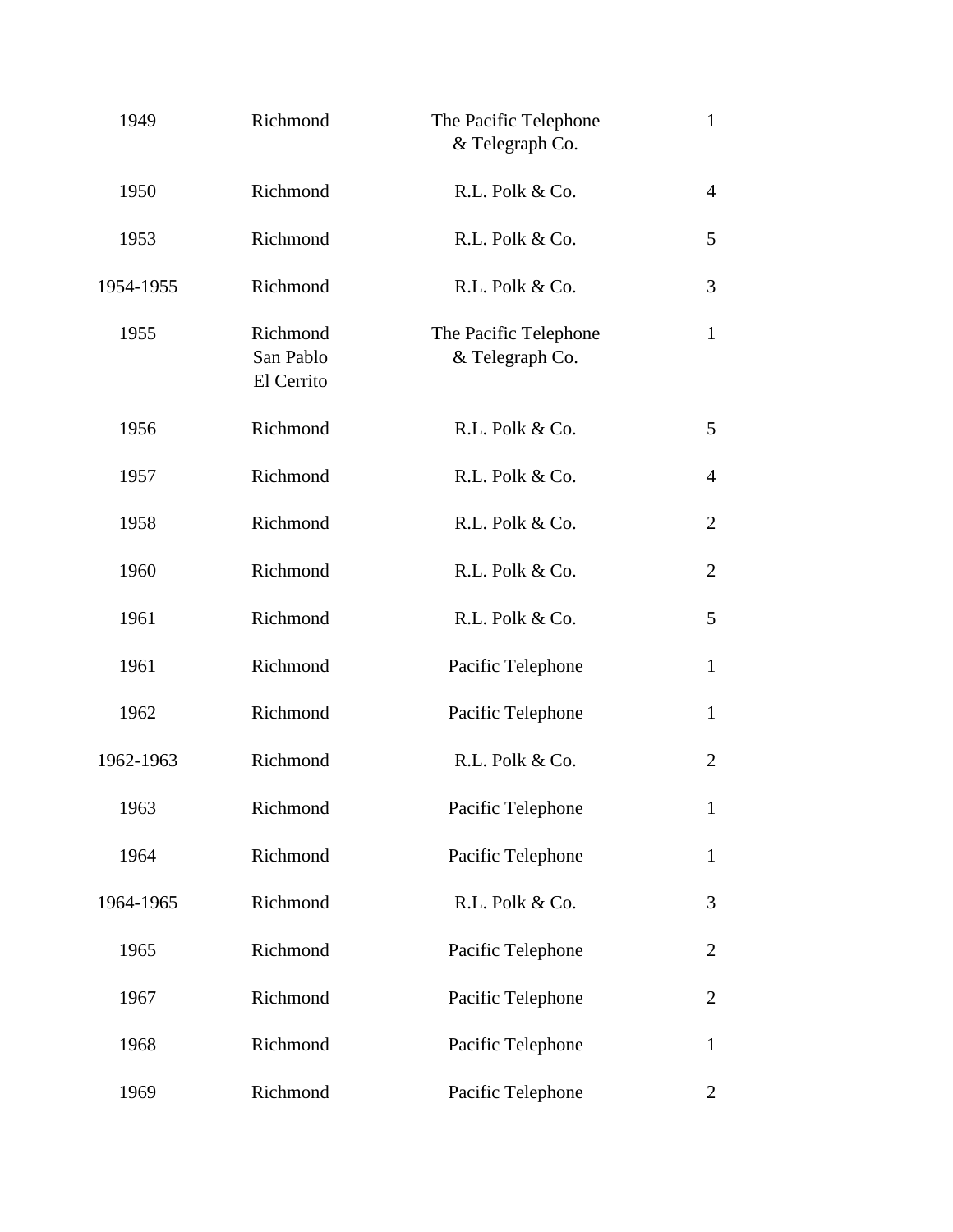| | | | |
|---|---|---|---|
| 1949 | Richmond | The Pacific Telephone & Telegraph Co. | 1 |
| 1950 | Richmond | R.L. Polk & Co. | 4 |
| 1953 | Richmond | R.L. Polk & Co. | 5 |
| 1954-1955 | Richmond | R.L. Polk & Co. | 3 |
| 1955 | Richmond<br>San Pablo<br>El Cerrito | The Pacific Telephone & Telegraph Co. | 1 |
| 1956 | Richmond | R.L. Polk & Co. | 5 |
| 1957 | Richmond | R.L. Polk & Co. | 4 |
| 1958 | Richmond | R.L. Polk & Co. | 2 |
| 1960 | Richmond | R.L. Polk & Co. | 2 |
| 1961 | Richmond | R.L. Polk & Co. | 5 |
| 1961 | Richmond | Pacific Telephone | 1 |
| 1962 | Richmond | Pacific Telephone | 1 |
| 1962-1963 | Richmond | R.L. Polk & Co. | 2 |
| 1963 | Richmond | Pacific Telephone | 1 |
| 1964 | Richmond | Pacific Telephone | 1 |
| 1964-1965 | Richmond | R.L. Polk & Co. | 3 |
| 1965 | Richmond | Pacific Telephone | 2 |
| 1967 | Richmond | Pacific Telephone | 2 |
| 1968 | Richmond | Pacific Telephone | 1 |
| 1969 | Richmond | Pacific Telephone | 2 |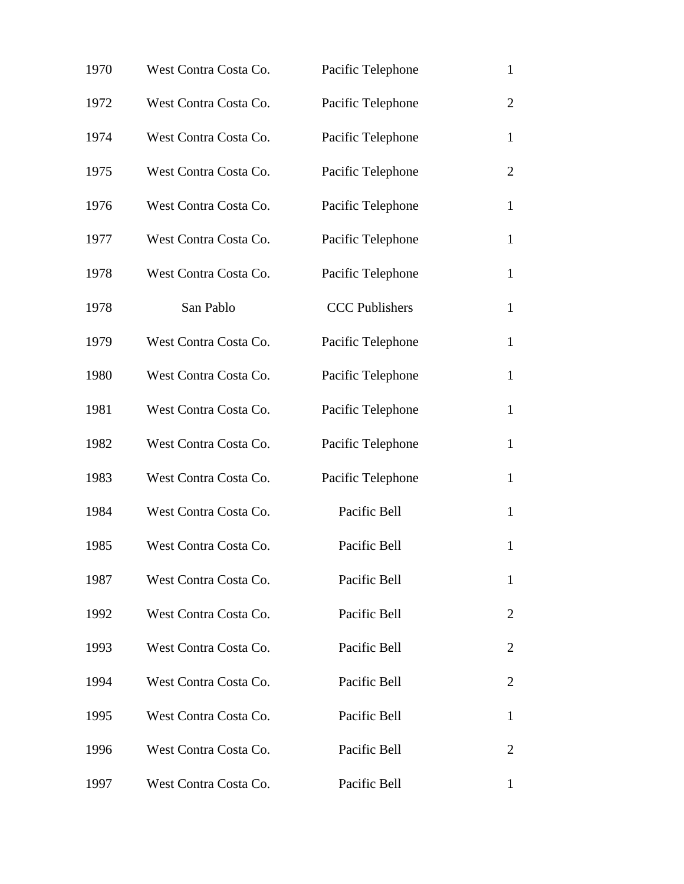| | | | |
|---|---|---|---|
| 1970 | West Contra Costa Co. | Pacific Telephone | 1 |
| 1972 | West Contra Costa Co. | Pacific Telephone | 2 |
| 1974 | West Contra Costa Co. | Pacific Telephone | 1 |
| 1975 | West Contra Costa Co. | Pacific Telephone | 2 |
| 1976 | West Contra Costa Co. | Pacific Telephone | 1 |
| 1977 | West Contra Costa Co. | Pacific Telephone | 1 |
| 1978 | West Contra Costa Co. | Pacific Telephone | 1 |
| 1978 | San Pablo | CCC Publishers | 1 |
| 1979 | West Contra Costa Co. | Pacific Telephone | 1 |
| 1980 | West Contra Costa Co. | Pacific Telephone | 1 |
| 1981 | West Contra Costa Co. | Pacific Telephone | 1 |
| 1982 | West Contra Costa Co. | Pacific Telephone | 1 |
| 1983 | West Contra Costa Co. | Pacific Telephone | 1 |
| 1984 | West Contra Costa Co. | Pacific Bell | 1 |
| 1985 | West Contra Costa Co. | Pacific Bell | 1 |
| 1987 | West Contra Costa Co. | Pacific Bell | 1 |
| 1992 | West Contra Costa Co. | Pacific Bell | 2 |
| 1993 | West Contra Costa Co. | Pacific Bell | 2 |
| 1994 | West Contra Costa Co. | Pacific Bell | 2 |
| 1995 | West Contra Costa Co. | Pacific Bell | 1 |
| 1996 | West Contra Costa Co. | Pacific Bell | 2 |
| 1997 | West Contra Costa Co. | Pacific Bell | 1 |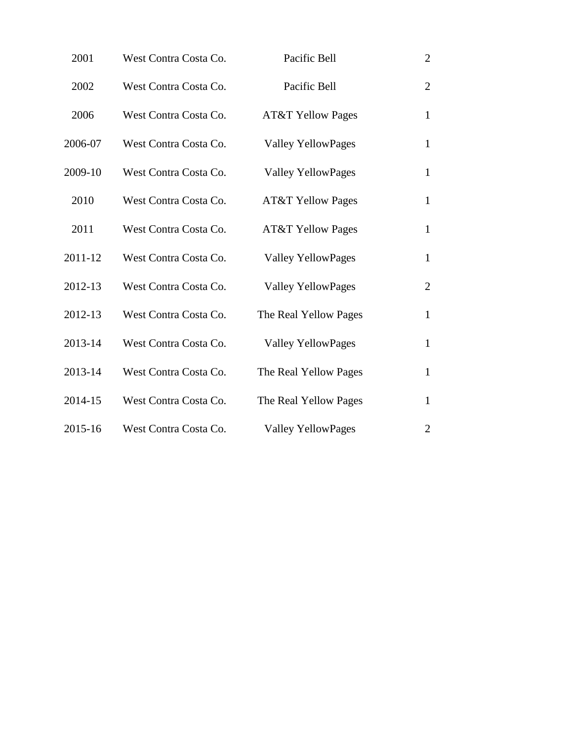| | | | |
|---|---|---|---|
| 2001 | West Contra Costa Co. | Pacific Bell | 2 |
| 2002 | West Contra Costa Co. | Pacific Bell | 2 |
| 2006 | West Contra Costa Co. | AT&T Yellow Pages | 1 |
| 2006-07 | West Contra Costa Co. | Valley YellowPages | 1 |
| 2009-10 | West Contra Costa Co. | Valley YellowPages | 1 |
| 2010 | West Contra Costa Co. | AT&T Yellow Pages | 1 |
| 2011 | West Contra Costa Co. | AT&T Yellow Pages | 1 |
| 2011-12 | West Contra Costa Co. | Valley YellowPages | 1 |
| 2012-13 | West Contra Costa Co. | Valley YellowPages | 2 |
| 2012-13 | West Contra Costa Co. | The Real Yellow Pages | 1 |
| 2013-14 | West Contra Costa Co. | Valley YellowPages | 1 |
| 2013-14 | West Contra Costa Co. | The Real Yellow Pages | 1 |
| 2014-15 | West Contra Costa Co. | The Real Yellow Pages | 1 |
| 2015-16 | West Contra Costa Co. | Valley YellowPages | 2 |